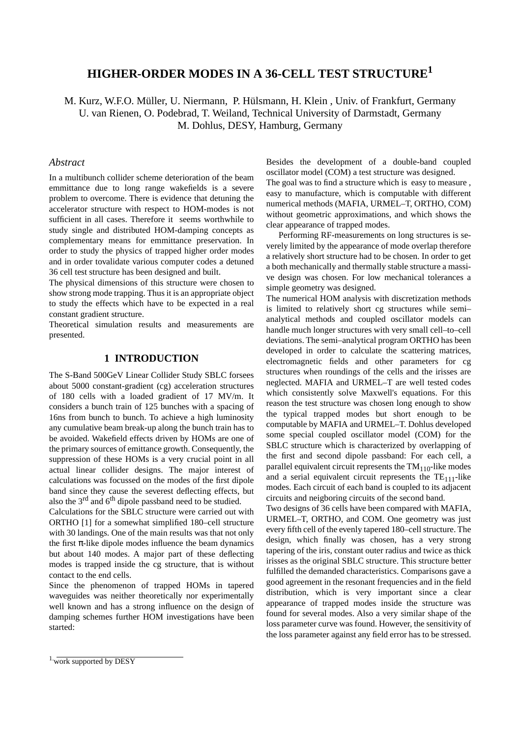# HIGHER-ORDER MODES IN A 36-CELL TEST STRUCTURE[1]

M. Kurz, W.F.O. Müller, U. Niermann, P. Hülsmann, H. Klein , Univ. of Frankfurt, Germany
U. van Rienen, O. Podebrad, T. Weiland, Technical University of Darmstadt, Germany
M. Dohlus, DESY, Hamburg, Germany

## *Abstract*

In a multibunch collider scheme deterioration of the beam emmittance due to long range wakefields is a severe problem to overcome. There is evidence that detuning the accelerator structure with respect to HOM-modes is not sufficient in all cases. Therefore it seems worthwhile to study single and distributed HOM-damping concepts as complementary means for emmittance preservation. In order to study the physics of trapped higher order modes and in order tovalidate various computer codes a detuned 36 cell test structure has been designed and built.

The physical dimensions of this structure were chosen to show strong mode trapping. Thus it is an appropriate object to study the effects which have to be expected in a real constant gradient structure.

Theoretical simulation results and measurements are presented.

## 1 INTRODUCTION

The S-Band 500GeV Linear Collider Study SBLC forsees about 5000 constant-gradient (cg) acceleration structures of 180 cells with a loaded gradient of 17 MV/m. It considers a bunch train of 125 bunches with a spacing of 16ns from bunch to bunch. To achieve a high luminosity any cumulative beam break-up along the bunch train has to be avoided. Wakefield effects driven by HOMs are one of the primary sources of emittance growth. Consequently, the suppression of these HOMs is a very crucial point in all actual linear collider designs. The major interest of calculations was focussed on the modes of the first dipole band since they cause the severest deflecting effects, but also the 3rd and 6th dipole passband need to be studied.

Calculations for the SBLC structure were carried out with ORTHO [1] for a somewhat simplified 180–cell structure with 30 landings. One of the main results was that not only the first π-like dipole modes influence the beam dynamics but about 140 modes. A major part of these deflecting modes is trapped inside the cg structure, that is without contact to the end cells.

Since the phenomenon of trapped HOMs in tapered waveguides was neither theoretically nor experimentally well known and has a strong influence on the design of damping schemes further HOM investigations have been started:

Besides the development of a double-band coupled oscillator model (COM) a test structure was designed.

The goal was to find a structure which is easy to measure , easy to manufacture, which is computable with different numerical methods (MAFIA, URMEL–T, ORTHO, COM) without geometric approximations, and which shows the clear appearance of trapped modes.

Performing RF-measurements on long structures is severely limited by the appearance of mode overlap therefore a relatively short structure had to be chosen. In order to get a both mechanically and thermally stable structure a massive design was chosen. For low mechanical tolerances a simple geometry was designed.

The numerical HOM analysis with discretization methods is limited to relatively short cg structures while semi–analytical methods and coupled oscillator models can handle much longer structures with very small cell–to–cell deviations. The semi–analytical program ORTHO has been developed in order to calculate the scattering matrices, electromagnetic fields and other parameters for cg structures when roundings of the cells and the irisses are neglected. MAFIA and URMEL–T are well tested codes which consistently solve Maxwell's equations. For this reason the test structure was chosen long enough to show the typical trapped modes but short enough to be computable by MAFIA and URMEL–T. Dohlus developed some special coupled oscillator model (COM) for the SBLC structure which is characterized by overlapping of the first and second dipole passband: For each cell, a parallel equivalent circuit represents the $TM_{110}$-like modes and a serial equivalent circuit represents the $TE_{111}$-like modes. Each circuit of each band is coupled to its adjacent circuits and neigboring circuits of the second band.

Two designs of 36 cells have been compared with MAFIA, URMEL–T, ORTHO, and COM. One geometry was just every fifth cell of the evenly tapered 180–cell structure. The design, which finally was chosen, has a very strong tapering of the iris, constant outer radius and twice as thick irisses as the original SBLC structure. This structure better fulfilled the demanded characteristics. Comparisons gave a good agreement in the resonant frequencies and in the field distribution, which is very important since a clear appearance of trapped modes inside the structure was found for several modes. Also a very similar shape of the loss parameter curve was found. However, the sensitivity of the loss parameter against any field error has to be stressed.

[1] work supported by DESY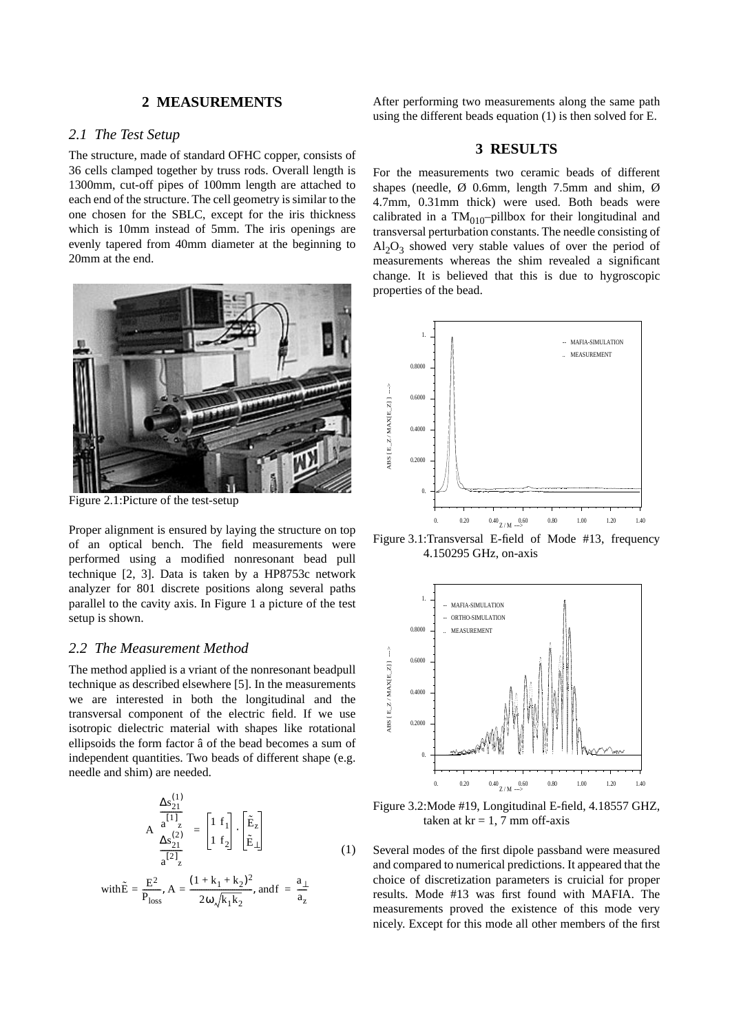## 2 MEASUREMENTS

### 2.1 The Test Setup

The structure, made of standard OFHC copper, consists of 36 cells clamped together by truss rods. Overall length is 1300mm, cut-off pipes of 100mm length are attached to each end of the structure. The cell geometry is similar to the one chosen for the SBLC, except for the iris thickness which is 10mm instead of 5mm. The iris openings are evenly tapered from 40mm diameter at the beginning to 20mm at the end.

Figure 2.1:Picture of the test-setup

Proper alignment is ensured by laying the structure on top of an optical bench. The field measurements were performed using a modified nonresonant bead pull technique [2, 3]. Data is taken by a HP8753c network analyzer for 801 discrete positions along several paths parallel to the cavity axis. In Figure 1 a picture of the test setup is shown.

### 2.2 The Measurement Method

The method applied is a vriant of the nonresonant beadpull technique as described elsewhere [5]. In the measurements we are interested in both the longitudinal and the transversal component of the electric field. If we use isotropic dielectric material with shapes like rotational ellipsoids the form factor â of the bead becomes a sum of independent quantities. Two beads of different shape (e.g. needle and shim) are needed.

$$A \begin{bmatrix} \dfrac{\Delta s_{21}^{(1)}}{a_z^{[1]}} \\ \dfrac{\Delta s_{21}^{(2)}}{a_z^{[2]}} \end{bmatrix} = \begin{bmatrix} 1 & f_1 \\ 1 & f_2 \end{bmatrix} \cdot \begin{bmatrix} \tilde{E}_z \\ \tilde{E}_\perp \end{bmatrix} \qquad (1)$$

$$\text{with } \tilde{E} = \frac{E^2}{P_{loss}},\; A = \frac{(1+k_1+k_2)^2}{2\omega\sqrt{k_1 k_2}},\; \text{and } f = \frac{a_\perp}{a_z}$$

After performing two measurements along the same path using the different beads equation (1) is then solved for E.

## 3 RESULTS

For the measurements two ceramic beads of different shapes (needle, Ø 0.6mm, length 7.5mm and shim, Ø 4.7mm, 0.31mm thick) were used. Both beads were calibrated in a $TM_{010}$–pillbox for their longitudinal and transversal perturbation constants. The needle consisting of $Al_2O_3$ showed very stable values of over the period of measurements whereas the shim revealed a significant change. It is believed that this is due to hygroscopic properties of the bead.

Figure 3.1:Transversal E-field of Mode #13, frequency 4.150295 GHz, on-axis

Figure 3.2:Mode #19, Longitudinal E-field, 4.18557 GHZ, taken at kr = 1, 7 mm off-axis

Several modes of the first dipole passband were measured and compared to numerical predictions. It appeared that the choice of discretization parameters is cruicial for proper results. Mode #13 was first found with MAFIA. The measurements proved the existence of this mode very nicely. Except for this mode all other members of the first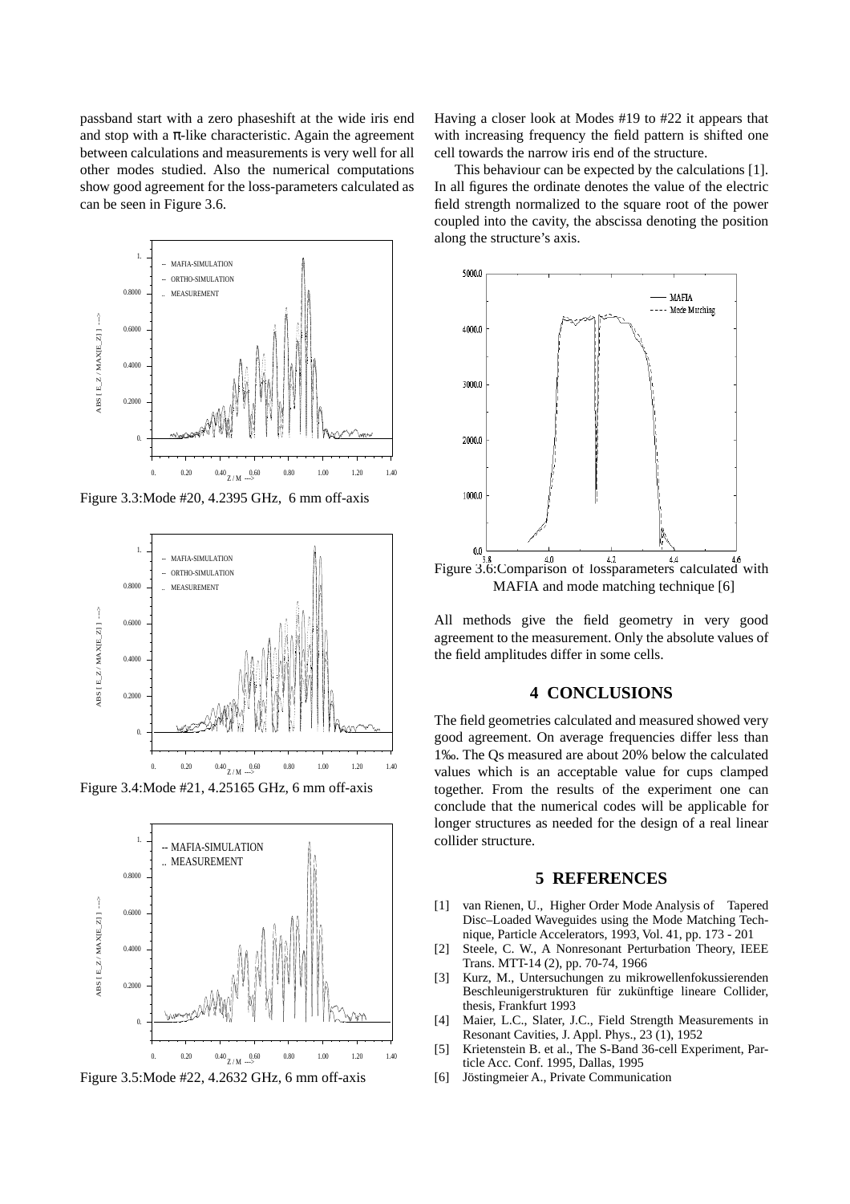passband start with a zero phaseshift at the wide iris end and stop with a π-like characteristic. Again the agreement between calculations and measurements is very well for all other modes studied. Also the numerical computations show good agreement for the loss-parameters calculated as can be seen in Figure 3.6.

1.
0.8000
0.6000
0.4000
0.2000
0.
ABS [ E_Z / MAXIE_Z] ] --->
-- MAFIA-SIMULATION
-- ORTHO-SIMULATION
.. MEASUREMENT
0. 0.20 0.40 0.60 0.80 1.00 1.20 1.40
Z / M --->

Figure 3.3:Mode #20, 4.2395 GHz, 6 mm off-axis

1.
0.8000
0.6000
0.4000
0.2000
0.
ABS [ E_Z / MAXIE_Z] ] --->
-- MAFIA-SIMULATION
-- ORTHO-SIMULATION
.. MEASUREMENT
0. 0.20 0.40 0.60 0.80 1.00 1.20 1.40
Z / M --->

Figure 3.4:Mode #21, 4.25165 GHz, 6 mm off-axis

1.
0.8000
0.6000
0.4000
0.2000
0.
ABS [ E_Z / MAXIE_Z] ] --->
-- MAFIA-SIMULATION
.. MEASUREMENT
0. 0.20 0.40 0.60 0.80 1.00 1.20 1.40
Z / M --->

Figure 3.5:Mode #22, 4.2632 GHz, 6 mm off-axis

Having a closer look at Modes #19 to #22 it appears that with increasing frequency the field pattern is shifted one cell towards the narrow iris end of the structure.

This behaviour can be expected by the calculations [1]. In all figures the ordinate denotes the value of the electric field strength normalized to the square root of the power coupled into the cavity, the abscissa denoting the position along the structure's axis.

5000.0
4000.0
3000.0
2000.0
1000.0
0.0
MAFIA
Mode Matching
3.8 4.0 4.2 4.4 4.6

Figure 3.6:Comparison of lossparameters calculated with MAFIA and mode matching technique [6]

All methods give the field geometry in very good agreement to the measurement. Only the absolute values of the field amplitudes differ in some cells.

## 4 CONCLUSIONS

The field geometries calculated and measured showed very good agreement. On average frequencies differ less than 1‰. The Qs measured are about 20% below the calculated values which is an acceptable value for cups clamped together. From the results of the experiment one can conclude that the numerical codes will be applicable for longer structures as needed for the design of a real linear collider structure.

## 5 REFERENCES

[1] van Rienen, U., Higher Order Mode Analysis of Tapered Disc–Loaded Waveguides using the Mode Matching Technique, Particle Accelerators, 1993, Vol. 41, pp. 173 - 201

[2] Steele, C. W., A Nonresonant Perturbation Theory, IEEE Trans. MTT-14 (2), pp. 70-74, 1966

[3] Kurz, M., Untersuchungen zu mikrowellenfokussierenden Beschleunigerstrukturen für zukünftige lineare Collider, thesis, Frankfurt 1993

[4] Maier, L.C., Slater, J.C., Field Strength Measurements in Resonant Cavities, J. Appl. Phys., 23 (1), 1952

[5] Krietenstein B. et al., The S-Band 36-cell Experiment, Particle Acc. Conf. 1995, Dallas, 1995

[6] Jöstingmeier A., Private Communication